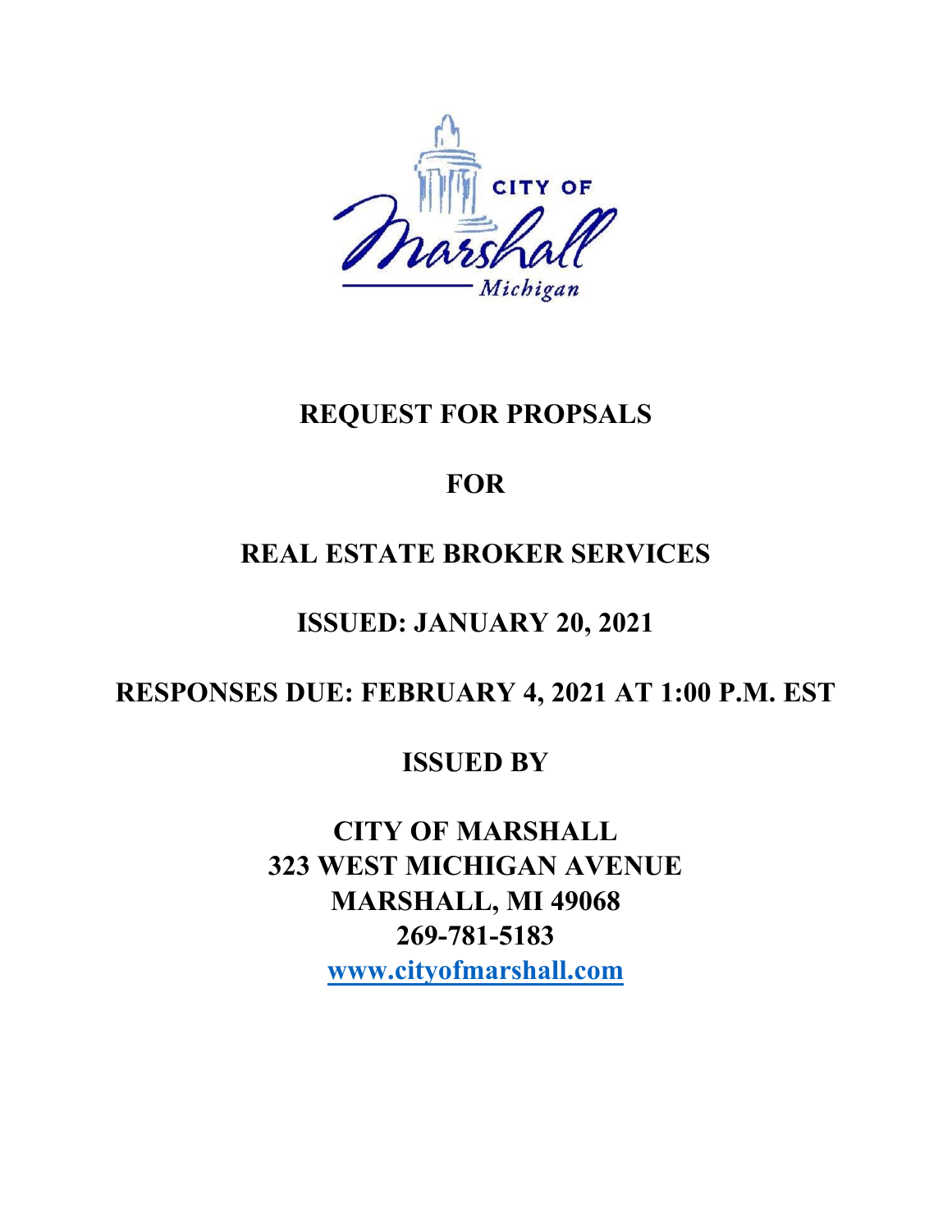# REQUEST FOR PROPSALS

# FOR

# REAL ESTATE BROKER SERVICES

## ISSUED: JANUARY 20, 2021

## RESPONSES DUE: FEBRUARY 4, 2021 AT 1:00 P.M. EST

## ISSUED BY

**CITY OF MARSHALL**
**323 WEST MICHIGAN AVENUE**
**MARSHALL, MI 49068**
**269-781-5183**
**www.cityofmarshall.com**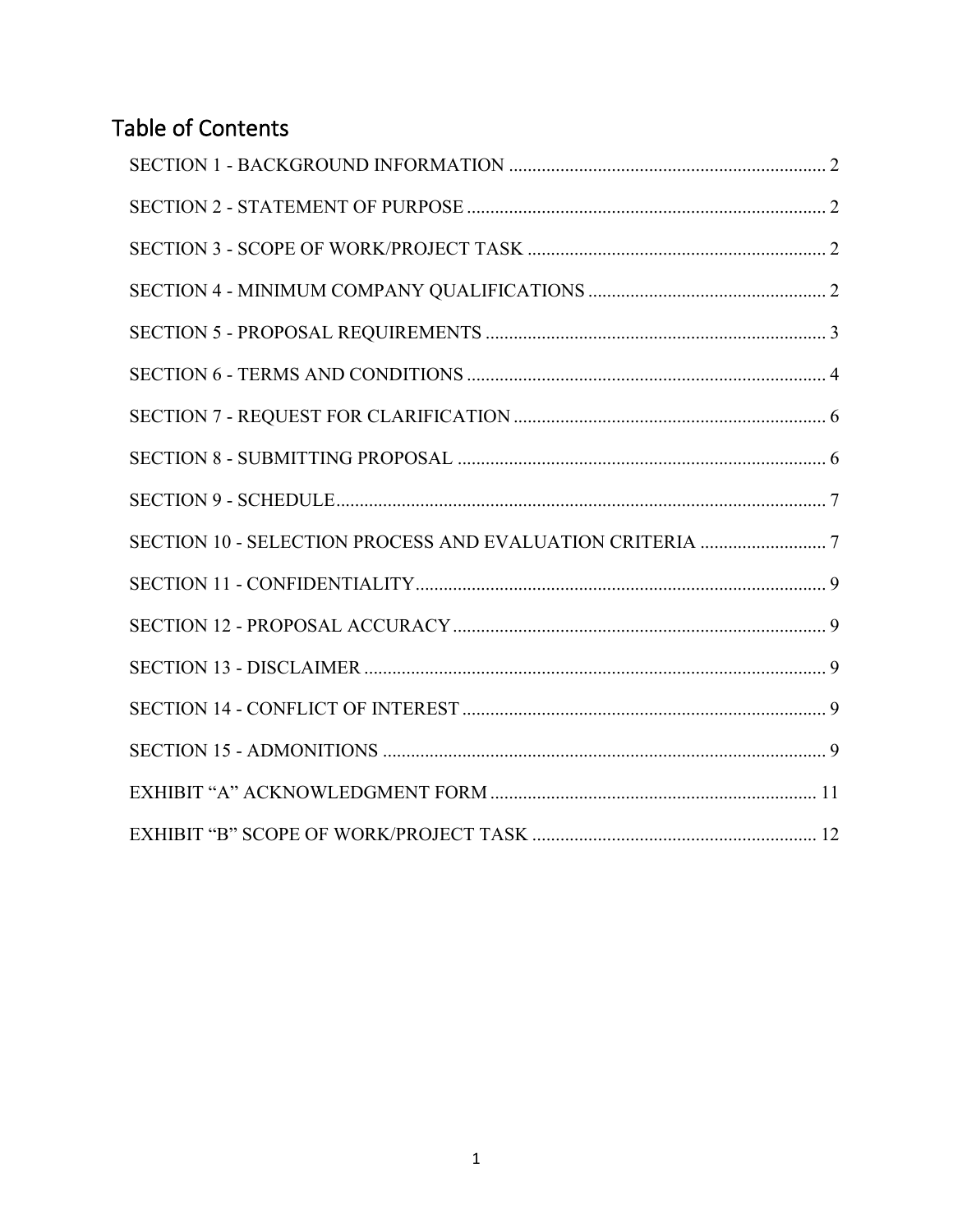# Table of Contents

SECTION 1 - BACKGROUND INFORMATION .................................................................... 2

SECTION 2 - STATEMENT OF PURPOSE ............................................................................ 2

SECTION 3 - SCOPE OF WORK/PROJECT TASK ................................................................ 2

SECTION 4 - MINIMUM COMPANY QUALIFICATIONS .................................................. 2

SECTION 5 - PROPOSAL REQUIREMENTS ........................................................................ 3

SECTION 6 - TERMS AND CONDITIONS ............................................................................ 4

SECTION 7 - REQUEST FOR CLARIFICATION .................................................................. 6

SECTION 8 - SUBMITTING PROPOSAL .............................................................................. 6

SECTION 9 - SCHEDULE......................................................................................................... 7

SECTION 10 - SELECTION PROCESS AND EVALUATION CRITERIA ........................... 7

SECTION 11 - CONFIDENTIALITY........................................................................................ 9

SECTION 12 - PROPOSAL ACCURACY ................................................................................ 9

SECTION 13 - DISCLAIMER ................................................................................................... 9

SECTION 14 - CONFLICT OF INTEREST .............................................................................. 9

SECTION 15 - ADMONITIONS ............................................................................................... 9

EXHIBIT “A” ACKNOWLEDGMENT FORM ...................................................................... 11

EXHIBIT “B” SCOPE OF WORK/PROJECT TASK ............................................................. 12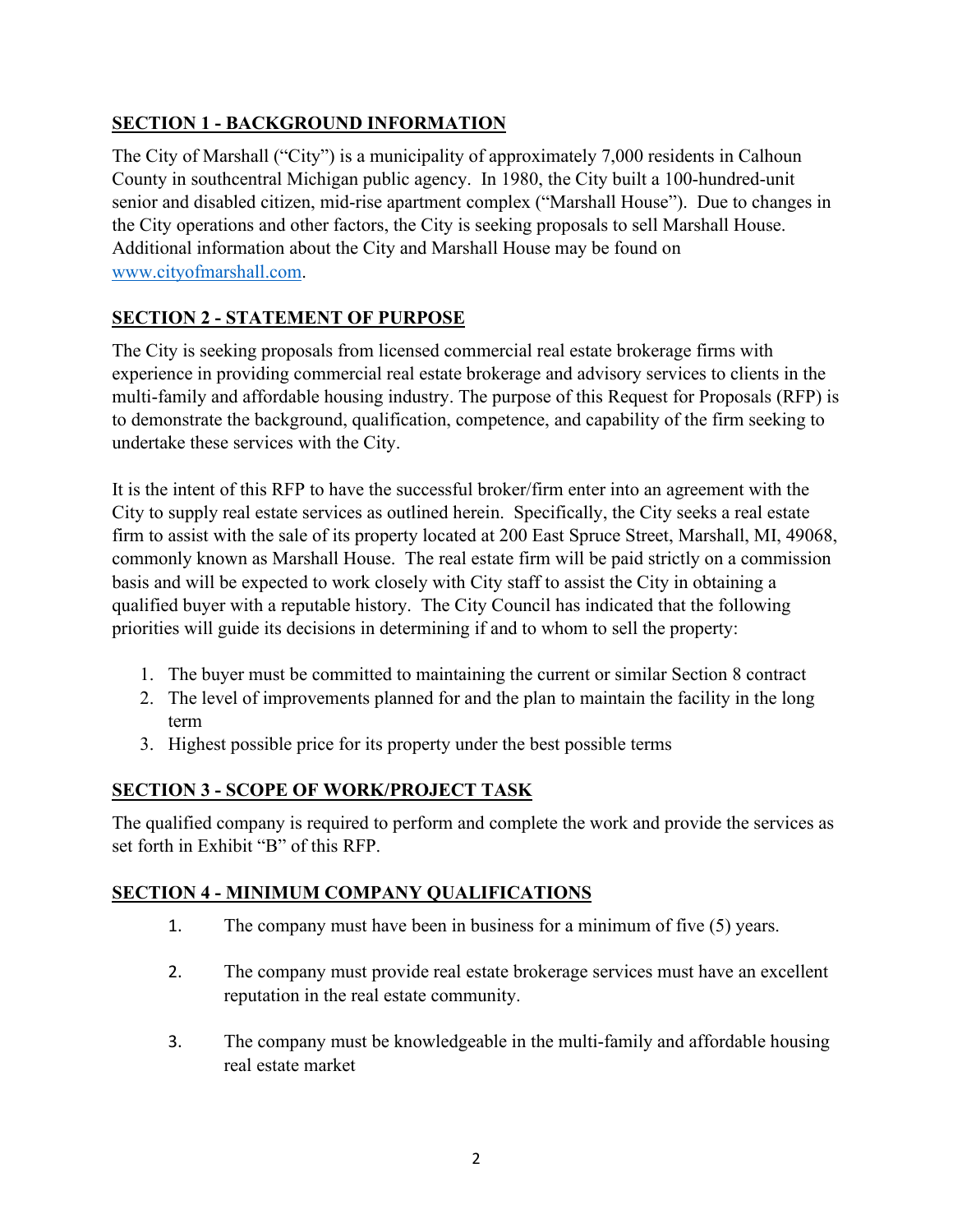## SECTION 1 - BACKGROUND INFORMATION

The City of Marshall ("City") is a municipality of approximately 7,000 residents in Calhoun County in southcentral Michigan public agency. In 1980, the City built a 100-hundred-unit senior and disabled citizen, mid-rise apartment complex ("Marshall House"). Due to changes in the City operations and other factors, the City is seeking proposals to sell Marshall House. Additional information about the City and Marshall House may be found on [www.cityofmarshall.com](http://www.cityofmarshall.com).

## SECTION 2 - STATEMENT OF PURPOSE

The City is seeking proposals from licensed commercial real estate brokerage firms with experience in providing commercial real estate brokerage and advisory services to clients in the multi-family and affordable housing industry. The purpose of this Request for Proposals (RFP) is to demonstrate the background, qualification, competence, and capability of the firm seeking to undertake these services with the City.

It is the intent of this RFP to have the successful broker/firm enter into an agreement with the City to supply real estate services as outlined herein. Specifically, the City seeks a real estate firm to assist with the sale of its property located at 200 East Spruce Street, Marshall, MI, 49068, commonly known as Marshall House. The real estate firm will be paid strictly on a commission basis and will be expected to work closely with City staff to assist the City in obtaining a qualified buyer with a reputable history. The City Council has indicated that the following priorities will guide its decisions in determining if and to whom to sell the property:

1. The buyer must be committed to maintaining the current or similar Section 8 contract
2. The level of improvements planned for and the plan to maintain the facility in the long term
3. Highest possible price for its property under the best possible terms

## SECTION 3 - SCOPE OF WORK/PROJECT TASK

The qualified company is required to perform and complete the work and provide the services as set forth in Exhibit "B" of this RFP.

## SECTION 4 - MINIMUM COMPANY QUALIFICATIONS

1. The company must have been in business for a minimum of five (5) years.
2. The company must provide real estate brokerage services must have an excellent reputation in the real estate community.
3. The company must be knowledgeable in the multi-family and affordable housing real estate market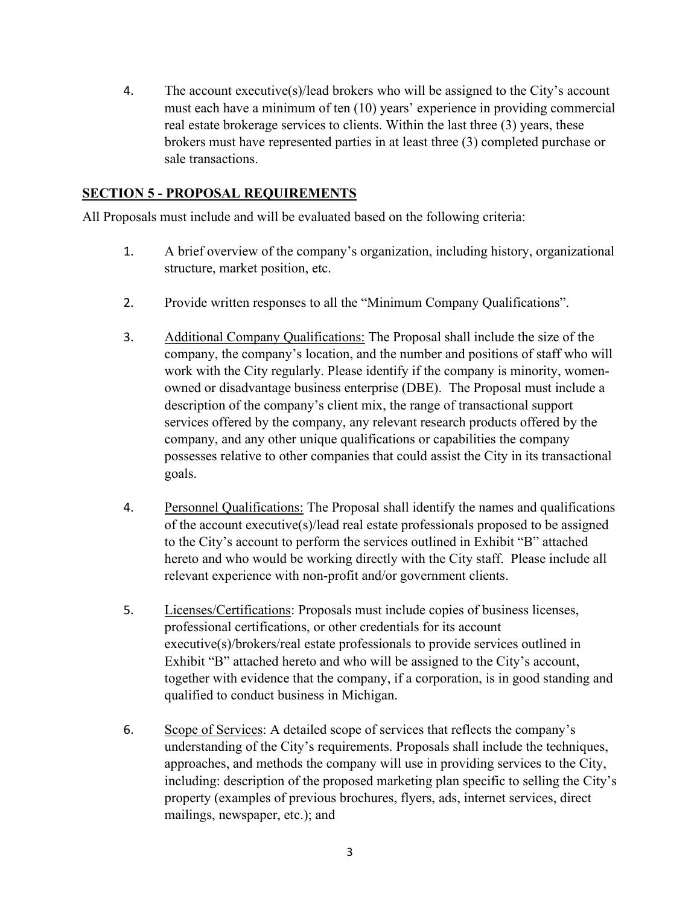4. The account executive(s)/lead brokers who will be assigned to the City's account must each have a minimum of ten (10) years' experience in providing commercial real estate brokerage services to clients. Within the last three (3) years, these brokers must have represented parties in at least three (3) completed purchase or sale transactions.

## SECTION 5 - PROPOSAL REQUIREMENTS

All Proposals must include and will be evaluated based on the following criteria:

1. A brief overview of the company's organization, including history, organizational structure, market position, etc.

2. Provide written responses to all the "Minimum Company Qualifications".

3. Additional Company Qualifications: The Proposal shall include the size of the company, the company's location, and the number and positions of staff who will work with the City regularly. Please identify if the company is minority, women-owned or disadvantage business enterprise (DBE). The Proposal must include a description of the company's client mix, the range of transactional support services offered by the company, any relevant research products offered by the company, and any other unique qualifications or capabilities the company possesses relative to other companies that could assist the City in its transactional goals.

4. Personnel Qualifications: The Proposal shall identify the names and qualifications of the account executive(s)/lead real estate professionals proposed to be assigned to the City's account to perform the services outlined in Exhibit "B" attached hereto and who would be working directly with the City staff. Please include all relevant experience with non-profit and/or government clients.

5. Licenses/Certifications: Proposals must include copies of business licenses, professional certifications, or other credentials for its account executive(s)/brokers/real estate professionals to provide services outlined in Exhibit "B" attached hereto and who will be assigned to the City's account, together with evidence that the company, if a corporation, is in good standing and qualified to conduct business in Michigan.

6. Scope of Services: A detailed scope of services that reflects the company's understanding of the City's requirements. Proposals shall include the techniques, approaches, and methods the company will use in providing services to the City, including: description of the proposed marketing plan specific to selling the City's property (examples of previous brochures, flyers, ads, internet services, direct mailings, newspaper, etc.); and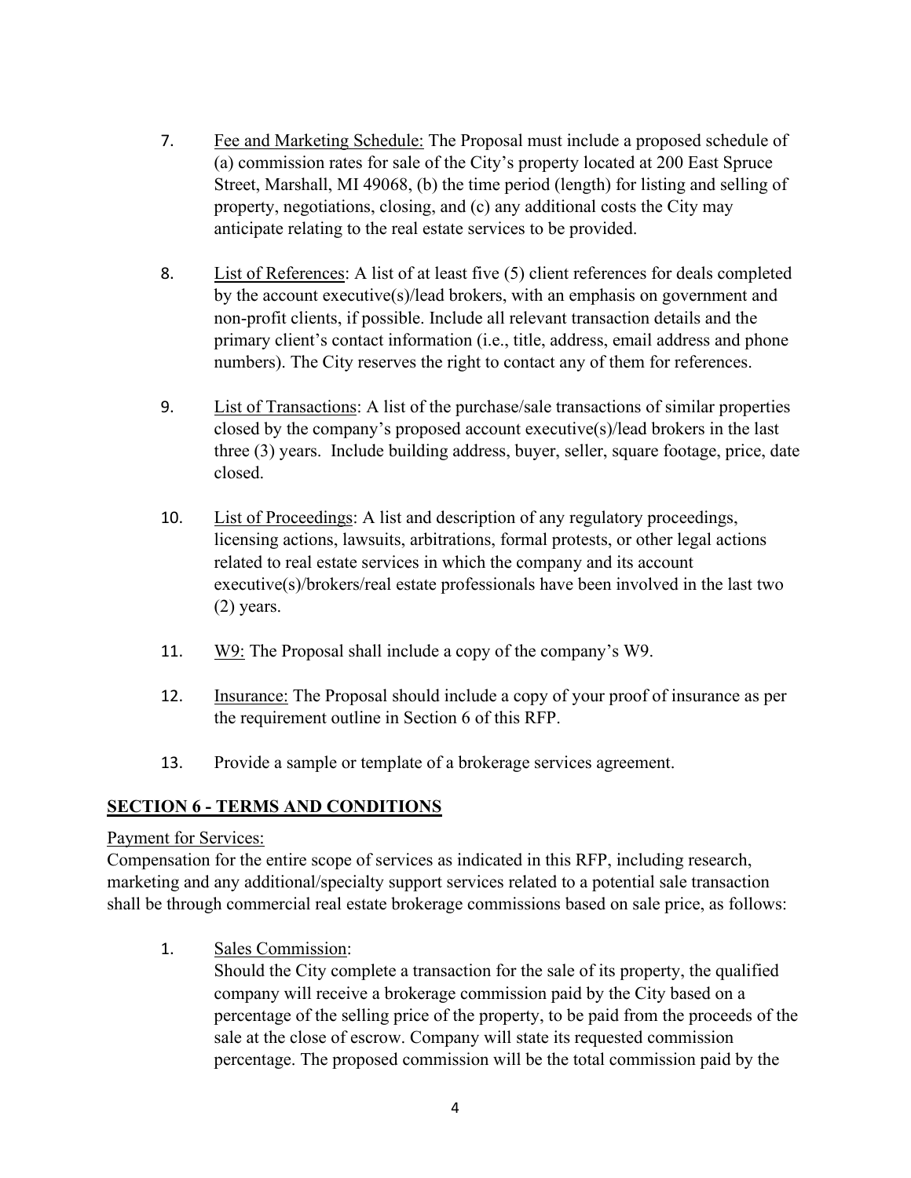7. <u>Fee and Marketing Schedule:</u> The Proposal must include a proposed schedule of (a) commission rates for sale of the City's property located at 200 East Spruce Street, Marshall, MI 49068, (b) the time period (length) for listing and selling of property, negotiations, closing, and (c) any additional costs the City may anticipate relating to the real estate services to be provided.

8. <u>List of References</u>: A list of at least five (5) client references for deals completed by the account executive(s)/lead brokers, with an emphasis on government and non-profit clients, if possible. Include all relevant transaction details and the primary client's contact information (i.e., title, address, email address and phone numbers). The City reserves the right to contact any of them for references.

9. <u>List of Transactions</u>: A list of the purchase/sale transactions of similar properties closed by the company's proposed account executive(s)/lead brokers in the last three (3) years. Include building address, buyer, seller, square footage, price, date closed.

10. <u>List of Proceedings</u>: A list and description of any regulatory proceedings, licensing actions, lawsuits, arbitrations, formal protests, or other legal actions related to real estate services in which the company and its account executive(s)/brokers/real estate professionals have been involved in the last two (2) years.

11. <u>W9:</u> The Proposal shall include a copy of the company's W9.

12. <u>Insurance:</u> The Proposal should include a copy of your proof of insurance as per the requirement outline in Section 6 of this RFP.

13. Provide a sample or template of a brokerage services agreement.

## SECTION 6 - TERMS AND CONDITIONS

<u>Payment for Services:</u>
Compensation for the entire scope of services as indicated in this RFP, including research, marketing and any additional/specialty support services related to a potential sale transaction shall be through commercial real estate brokerage commissions based on sale price, as follows:

1. <u>Sales Commission</u>:
   Should the City complete a transaction for the sale of its property, the qualified company will receive a brokerage commission paid by the City based on a percentage of the selling price of the property, to be paid from the proceeds of the sale at the close of escrow. Company will state its requested commission percentage. The proposed commission will be the total commission paid by the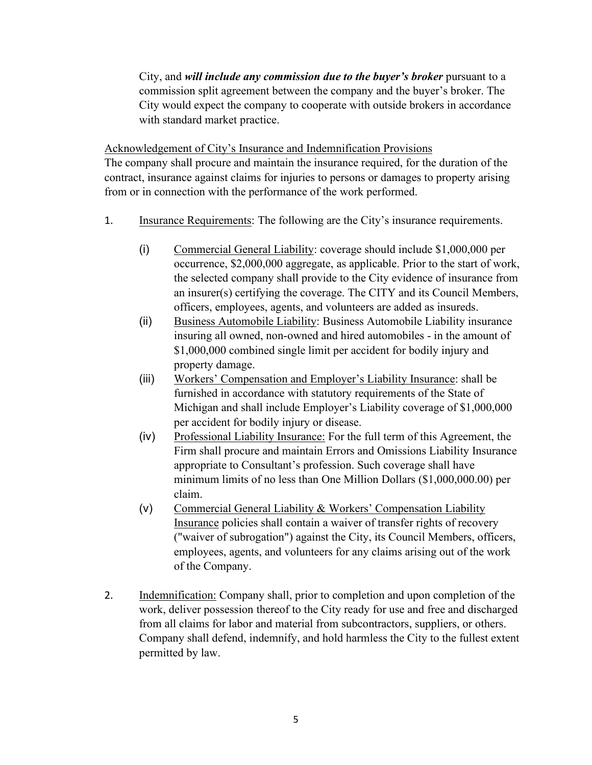City, and ***will include any commission due to the buyer's broker*** pursuant to a commission split agreement between the company and the buyer's broker. The City would expect the company to cooperate with outside brokers in accordance with standard market practice.

Acknowledgement of City's Insurance and Indemnification Provisions

The company shall procure and maintain the insurance required, for the duration of the contract, insurance against claims for injuries to persons or damages to property arising from or in connection with the performance of the work performed.

1. Insurance Requirements: The following are the City's insurance requirements.

   (i) Commercial General Liability: coverage should include $1,000,000 per occurrence, $2,000,000 aggregate, as applicable. Prior to the start of work, the selected company shall provide to the City evidence of insurance from an insurer(s) certifying the coverage. The CITY and its Council Members, officers, employees, agents, and volunteers are added as insureds.

   (ii) Business Automobile Liability: Business Automobile Liability insurance insuring all owned, non-owned and hired automobiles - in the amount of $1,000,000 combined single limit per accident for bodily injury and property damage.

   (iii) Workers' Compensation and Employer's Liability Insurance: shall be furnished in accordance with statutory requirements of the State of Michigan and shall include Employer's Liability coverage of $1,000,000 per accident for bodily injury or disease.

   (iv) Professional Liability Insurance: For the full term of this Agreement, the Firm shall procure and maintain Errors and Omissions Liability Insurance appropriate to Consultant's profession. Such coverage shall have minimum limits of no less than One Million Dollars ($1,000,000.00) per claim.

   (v) Commercial General Liability & Workers' Compensation Liability Insurance policies shall contain a waiver of transfer rights of recovery ("waiver of subrogation") against the City, its Council Members, officers, employees, agents, and volunteers for any claims arising out of the work of the Company.

2. Indemnification: Company shall, prior to completion and upon completion of the work, deliver possession thereof to the City ready for use and free and discharged from all claims for labor and material from subcontractors, suppliers, or others. Company shall defend, indemnify, and hold harmless the City to the fullest extent permitted by law.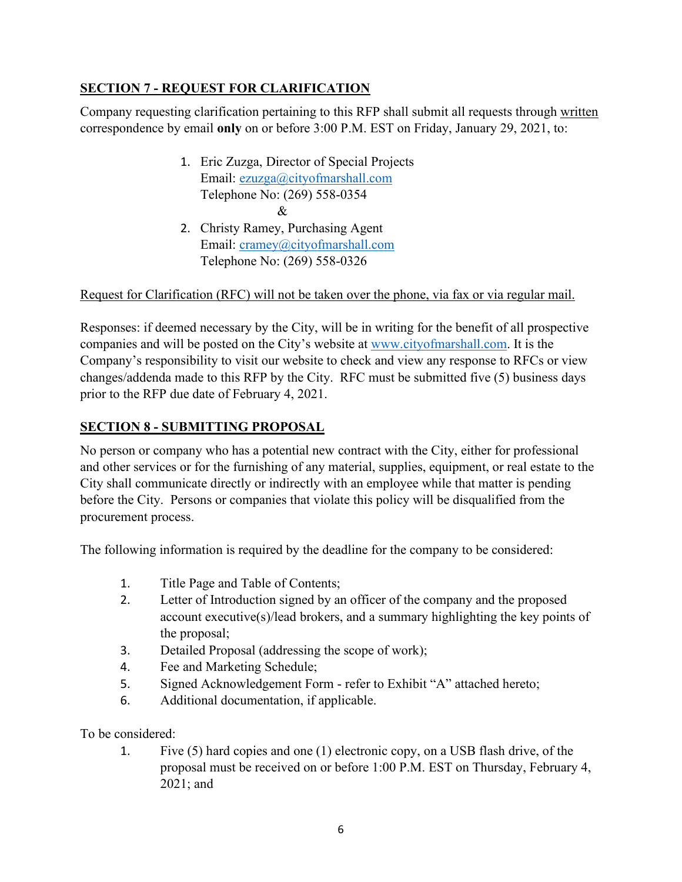## SECTION 7 - REQUEST FOR CLARIFICATION

Company requesting clarification pertaining to this RFP shall submit all requests through written correspondence by email **only** on or before 3:00 P.M. EST on Friday, January 29, 2021, to:

1. Eric Zuzga, Director of Special Projects
   Email: ezuzga@cityofmarshall.com
   Telephone No: (269) 558-0354
   &
2. Christy Ramey, Purchasing Agent
   Email: cramey@cityofmarshall.com
   Telephone No: (269) 558-0326

Request for Clarification (RFC) will not be taken over the phone, via fax or via regular mail.

Responses: if deemed necessary by the City, will be in writing for the benefit of all prospective companies and will be posted on the City's website at www.cityofmarshall.com. It is the Company's responsibility to visit our website to check and view any response to RFCs or view changes/addenda made to this RFP by the City. RFC must be submitted five (5) business days prior to the RFP due date of February 4, 2021.

## SECTION 8 - SUBMITTING PROPOSAL

No person or company who has a potential new contract with the City, either for professional and other services or for the furnishing of any material, supplies, equipment, or real estate to the City shall communicate directly or indirectly with an employee while that matter is pending before the City. Persons or companies that violate this policy will be disqualified from the procurement process.

The following information is required by the deadline for the company to be considered:

1. Title Page and Table of Contents;
2. Letter of Introduction signed by an officer of the company and the proposed account executive(s)/lead brokers, and a summary highlighting the key points of the proposal;
3. Detailed Proposal (addressing the scope of work);
4. Fee and Marketing Schedule;
5. Signed Acknowledgement Form - refer to Exhibit "A" attached hereto;
6. Additional documentation, if applicable.

To be considered:

1. Five (5) hard copies and one (1) electronic copy, on a USB flash drive, of the proposal must be received on or before 1:00 P.M. EST on Thursday, February 4, 2021; and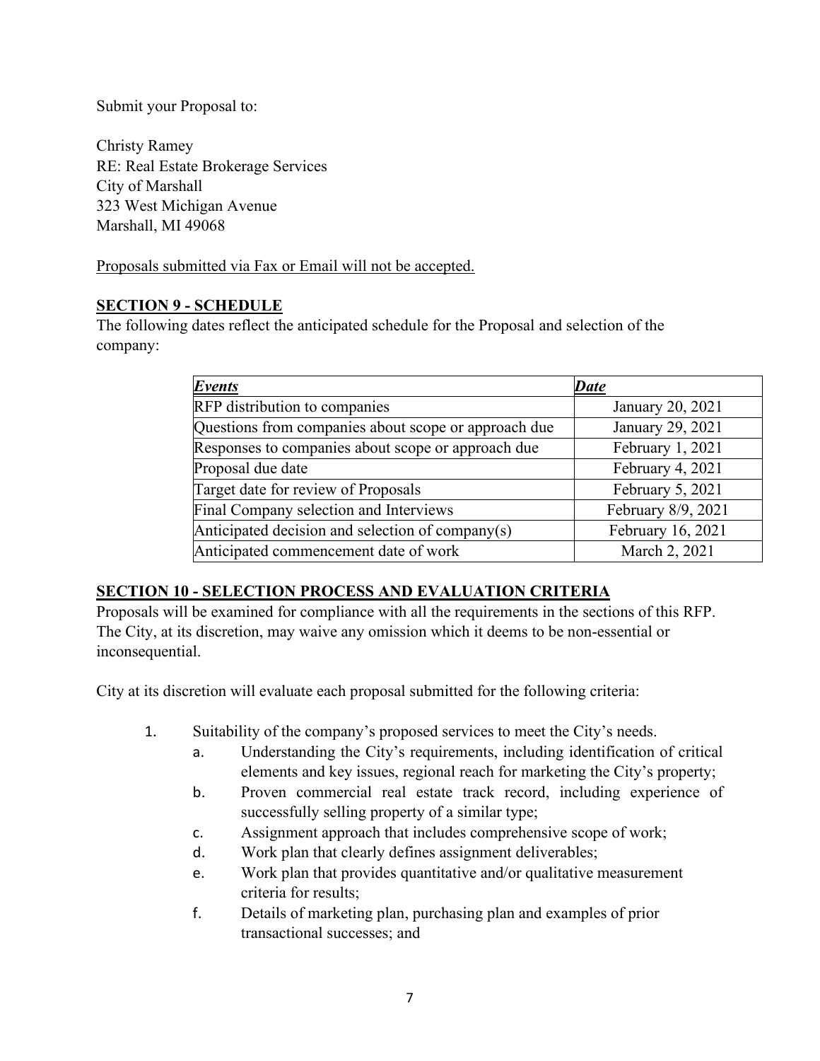Submit your Proposal to:

Christy Ramey
RE: Real Estate Brokerage Services
City of Marshall
323 West Michigan Avenue
Marshall, MI 49068

<u>Proposals submitted via Fax or Email will not be accepted.</u>

## SECTION 9 - SCHEDULE

The following dates reflect the anticipated schedule for the Proposal and selection of the company:

| ***Events*** | ***Date*** |
|---|---|
| RFP distribution to companies | January 20, 2021 |
| Questions from companies about scope or approach due | January 29, 2021 |
| Responses to companies about scope or approach due | February 1, 2021 |
| Proposal due date | February 4, 2021 |
| Target date for review of Proposals | February 5, 2021 |
| Final Company selection and Interviews | February 8/9, 2021 |
| Anticipated decision and selection of company(s) | February 16, 2021 |
| Anticipated commencement date of work | March 2, 2021 |

## SECTION 10 - SELECTION PROCESS AND EVALUATION CRITERIA

Proposals will be examined for compliance with all the requirements in the sections of this RFP. The City, at its discretion, may waive any omission which it deems to be non-essential or inconsequential.

City at its discretion will evaluate each proposal submitted for the following criteria:

1. Suitability of the company's proposed services to meet the City's needs.
   a. Understanding the City's requirements, including identification of critical elements and key issues, regional reach for marketing the City's property;
   b. Proven commercial real estate track record, including experience of successfully selling property of a similar type;
   c. Assignment approach that includes comprehensive scope of work;
   d. Work plan that clearly defines assignment deliverables;
   e. Work plan that provides quantitative and/or qualitative measurement criteria for results;
   f. Details of marketing plan, purchasing plan and examples of prior transactional successes; and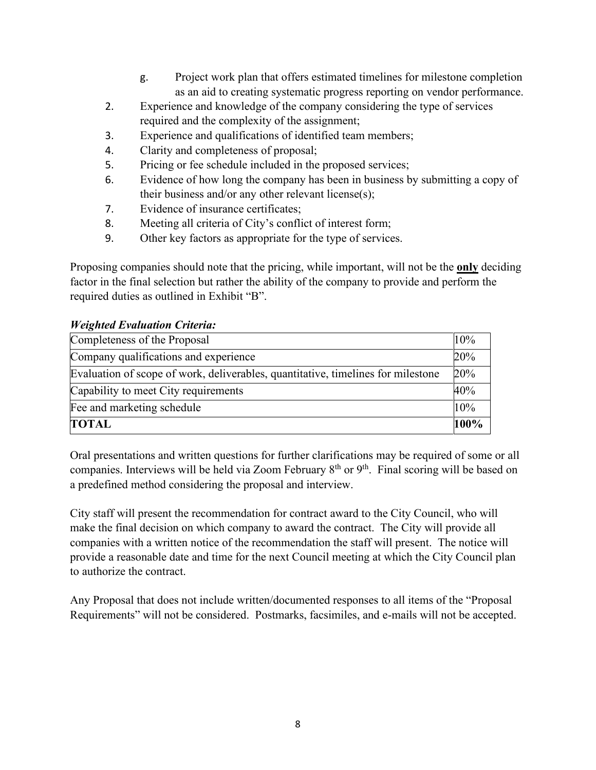g. Project work plan that offers estimated timelines for milestone completion as an aid to creating systematic progress reporting on vendor performance.

2. Experience and knowledge of the company considering the type of services required and the complexity of the assignment;
3. Experience and qualifications of identified team members;
4. Clarity and completeness of proposal;
5. Pricing or fee schedule included in the proposed services;
6. Evidence of how long the company has been in business by submitting a copy of their business and/or any other relevant license(s);
7. Evidence of insurance certificates;
8. Meeting all criteria of City's conflict of interest form;
9. Other key factors as appropriate for the type of services.

Proposing companies should note that the pricing, while important, will not be the **only** deciding factor in the final selection but rather the ability of the company to provide and perform the required duties as outlined in Exhibit "B".

***Weighted Evaluation Criteria:***

| Criteria | Weight |
|---|---|
| Completeness of the Proposal | 10% |
| Company qualifications and experience | 20% |
| Evaluation of scope of work, deliverables, quantitative, timelines for milestone | 20% |
| Capability to meet City requirements | 40% |
| Fee and marketing schedule | 10% |
| **TOTAL** | **100%** |

Oral presentations and written questions for further clarifications may be required of some or all companies. Interviews will be held via Zoom February 8th or 9th. Final scoring will be based on a predefined method considering the proposal and interview.

City staff will present the recommendation for contract award to the City Council, who will make the final decision on which company to award the contract. The City will provide all companies with a written notice of the recommendation the staff will present. The notice will provide a reasonable date and time for the next Council meeting at which the City Council plan to authorize the contract.

Any Proposal that does not include written/documented responses to all items of the "Proposal Requirements" will not be considered. Postmarks, facsimiles, and e-mails will not be accepted.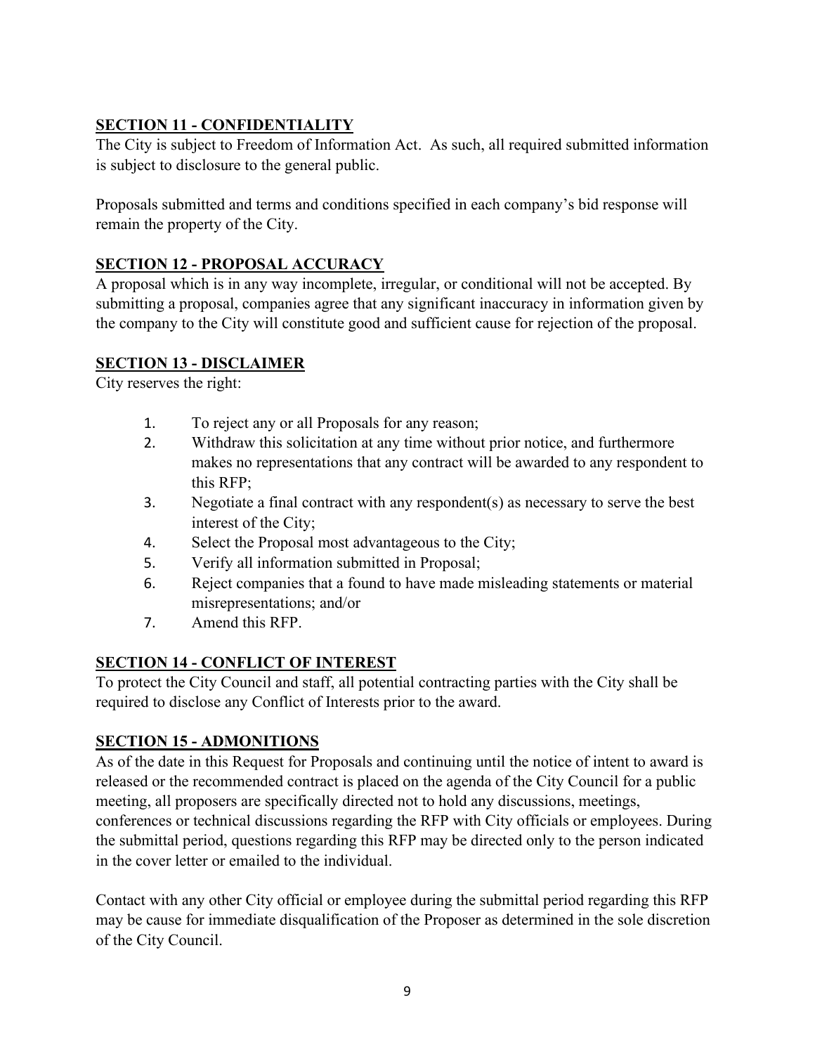## **SECTION 11 - CONFIDENTIALITY**

The City is subject to Freedom of Information Act. As such, all required submitted information is subject to disclosure to the general public.

Proposals submitted and terms and conditions specified in each company's bid response will remain the property of the City.

## **SECTION 12 - PROPOSAL ACCURACY**

A proposal which is in any way incomplete, irregular, or conditional will not be accepted. By submitting a proposal, companies agree that any significant inaccuracy in information given by the company to the City will constitute good and sufficient cause for rejection of the proposal.

## **SECTION 13 - DISCLAIMER**

City reserves the right:

1. To reject any or all Proposals for any reason;
2. Withdraw this solicitation at any time without prior notice, and furthermore makes no representations that any contract will be awarded to any respondent to this RFP;
3. Negotiate a final contract with any respondent(s) as necessary to serve the best interest of the City;
4. Select the Proposal most advantageous to the City;
5. Verify all information submitted in Proposal;
6. Reject companies that a found to have made misleading statements or material misrepresentations; and/or
7. Amend this RFP.

## **SECTION 14 - CONFLICT OF INTEREST**

To protect the City Council and staff, all potential contracting parties with the City shall be required to disclose any Conflict of Interests prior to the award.

## **SECTION 15 - ADMONITIONS**

As of the date in this Request for Proposals and continuing until the notice of intent to award is released or the recommended contract is placed on the agenda of the City Council for a public meeting, all proposers are specifically directed not to hold any discussions, meetings, conferences or technical discussions regarding the RFP with City officials or employees. During the submittal period, questions regarding this RFP may be directed only to the person indicated in the cover letter or emailed to the individual.

Contact with any other City official or employee during the submittal period regarding this RFP may be cause for immediate disqualification of the Proposer as determined in the sole discretion of the City Council.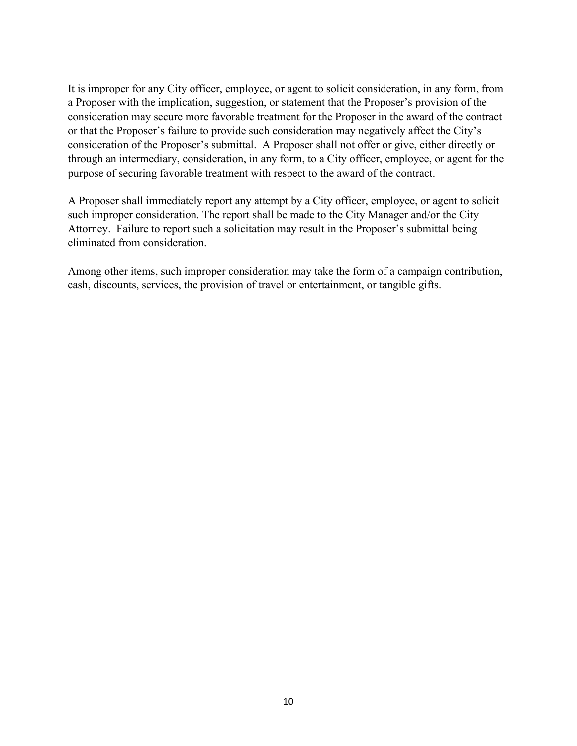It is improper for any City officer, employee, or agent to solicit consideration, in any form, from a Proposer with the implication, suggestion, or statement that the Proposer's provision of the consideration may secure more favorable treatment for the Proposer in the award of the contract or that the Proposer's failure to provide such consideration may negatively affect the City's consideration of the Proposer's submittal. A Proposer shall not offer or give, either directly or through an intermediary, consideration, in any form, to a City officer, employee, or agent for the purpose of securing favorable treatment with respect to the award of the contract.

A Proposer shall immediately report any attempt by a City officer, employee, or agent to solicit such improper consideration. The report shall be made to the City Manager and/or the City Attorney. Failure to report such a solicitation may result in the Proposer's submittal being eliminated from consideration.

Among other items, such improper consideration may take the form of a campaign contribution, cash, discounts, services, the provision of travel or entertainment, or tangible gifts.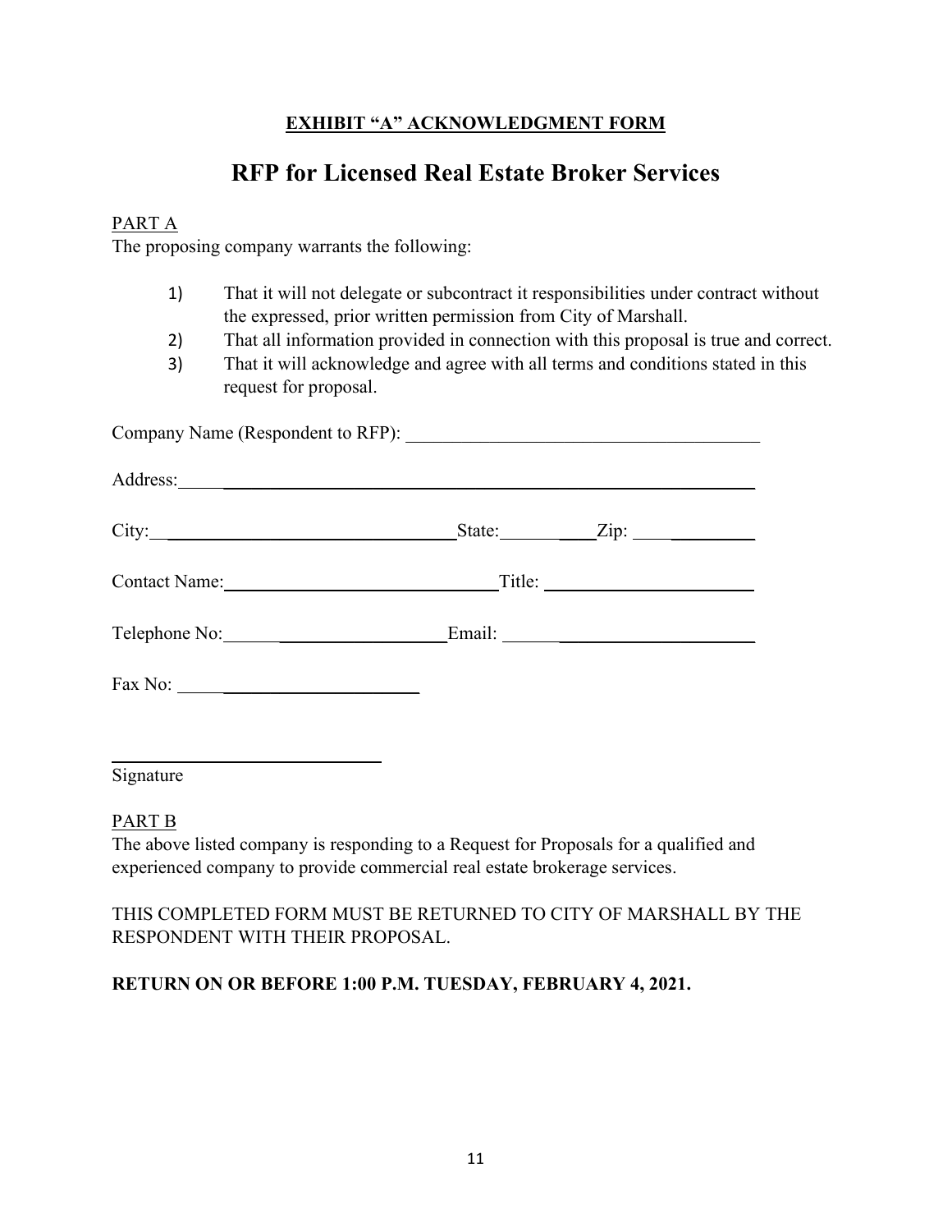**EXHIBIT "A" ACKNOWLEDGMENT FORM**

# RFP for Licensed Real Estate Broker Services

PART A

The proposing company warrants the following:

1) That it will not delegate or subcontract it responsibilities under contract without the expressed, prior written permission from City of Marshall.
2) That all information provided in connection with this proposal is true and correct.
3) That it will acknowledge and agree with all terms and conditions stated in this request for proposal.

Company Name (Respondent to RFP): ______________________________________

Address: ____________________________________________________________

City: ________________________________ State: __________ Zip: ______________

Contact Name: ____________________________ Title: ______________________

Telephone No: ____________________________ Email: _____________________

Fax No: ______________________

______________________________
Signature

PART B

The above listed company is responding to a Request for Proposals for a qualified and experienced company to provide commercial real estate brokerage services.

THIS COMPLETED FORM MUST BE RETURNED TO CITY OF MARSHALL BY THE RESPONDENT WITH THEIR PROPOSAL.

**RETURN ON OR BEFORE 1:00 P.M. TUESDAY, FEBRUARY 4, 2021.**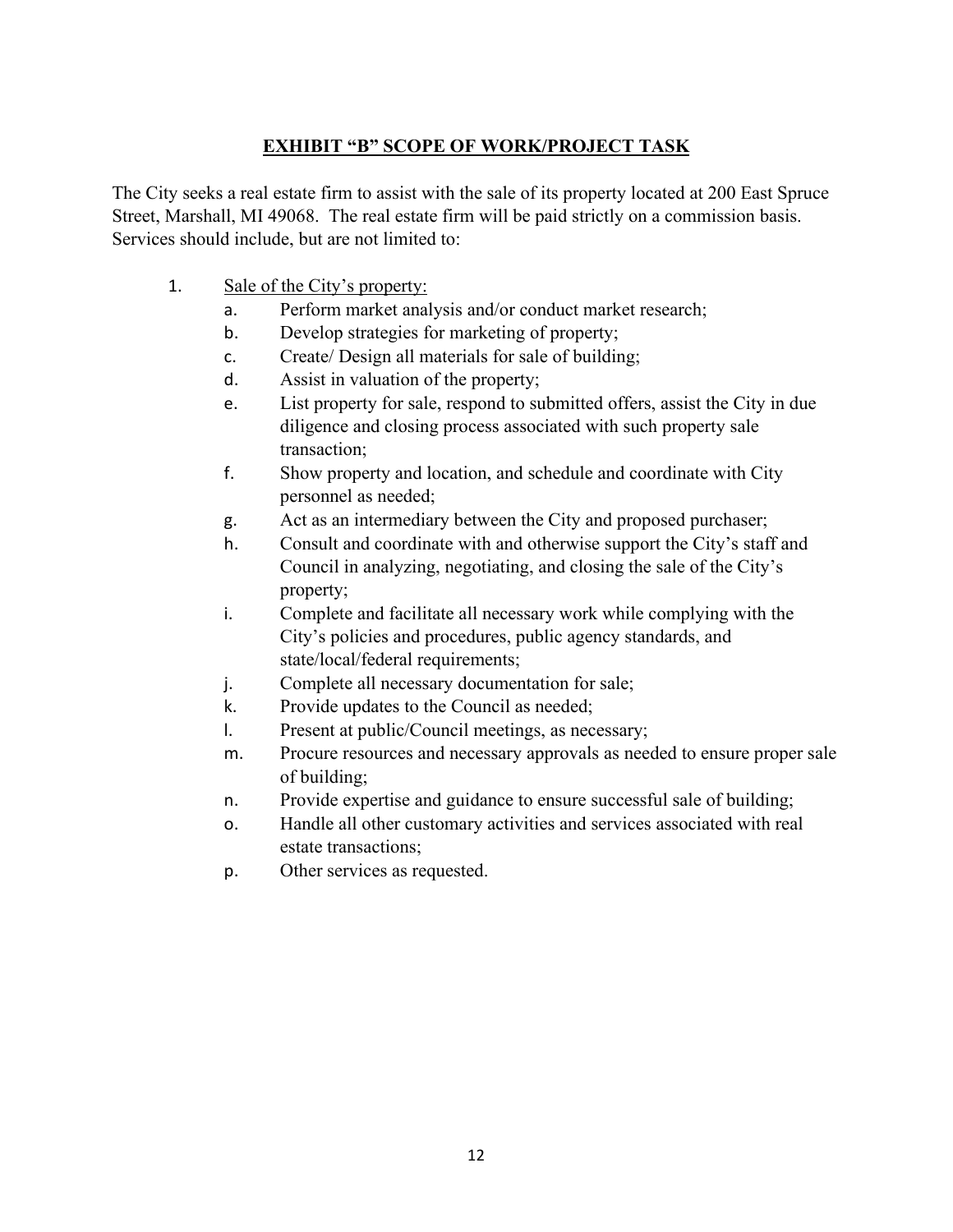## EXHIBIT "B" SCOPE OF WORK/PROJECT TASK

The City seeks a real estate firm to assist with the sale of its property located at 200 East Spruce Street, Marshall, MI 49068. The real estate firm will be paid strictly on a commission basis. Services should include, but are not limited to:

1. Sale of the City's property:
   a. Perform market analysis and/or conduct market research;
   b. Develop strategies for marketing of property;
   c. Create/ Design all materials for sale of building;
   d. Assist in valuation of the property;
   e. List property for sale, respond to submitted offers, assist the City in due diligence and closing process associated with such property sale transaction;
   f. Show property and location, and schedule and coordinate with City personnel as needed;
   g. Act as an intermediary between the City and proposed purchaser;
   h. Consult and coordinate with and otherwise support the City's staff and Council in analyzing, negotiating, and closing the sale of the City's property;
   i. Complete and facilitate all necessary work while complying with the City's policies and procedures, public agency standards, and state/local/federal requirements;
   j. Complete all necessary documentation for sale;
   k. Provide updates to the Council as needed;
   l. Present at public/Council meetings, as necessary;
   m. Procure resources and necessary approvals as needed to ensure proper sale of building;
   n. Provide expertise and guidance to ensure successful sale of building;
   o. Handle all other customary activities and services associated with real estate transactions;
   p. Other services as requested.